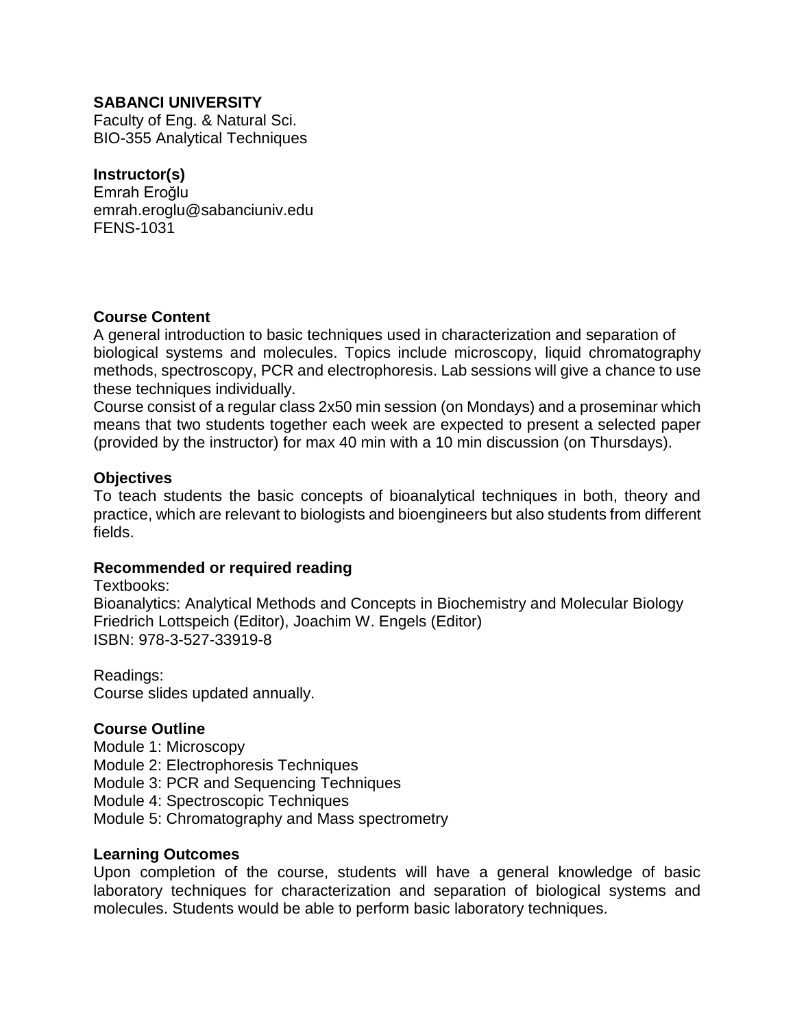**SABANCI UNIVERSITY**
Faculty of Eng. & Natural Sci.
BIO-355 Analytical Techniques

**Instructor(s)**
Emrah Eroğlu
emrah.eroglu@sabanciuniv.edu
FENS-1031

**Course Content**

A general introduction to basic techniques used in characterization and separation of biological systems and molecules. Topics include microscopy, liquid chromatography methods, spectroscopy, PCR and electrophoresis. Lab sessions will give a chance to use these techniques individually.

Course consist of a regular class 2x50 min session (on Mondays) and a proseminar which means that two students together each week are expected to present a selected paper (provided by the instructor) for max 40 min with a 10 min discussion (on Thursdays).

**Objectives**

To teach students the basic concepts of bioanalytical techniques in both, theory and practice, which are relevant to biologists and bioengineers but also students from different fields.

**Recommended or required reading**

Textbooks:
Bioanalytics: Analytical Methods and Concepts in Biochemistry and Molecular Biology
Friedrich Lottspeich (Editor), Joachim W. Engels (Editor)
ISBN: 978-3-527-33919-8

Readings:
Course slides updated annually.

**Course Outline**

Module 1: Microscopy
Module 2: Electrophoresis Techniques
Module 3: PCR and Sequencing Techniques
Module 4: Spectroscopic Techniques
Module 5: Chromatography and Mass spectrometry

**Learning Outcomes**

Upon completion of the course, students will have a general knowledge of basic laboratory techniques for characterization and separation of biological systems and molecules. Students would be able to perform basic laboratory techniques.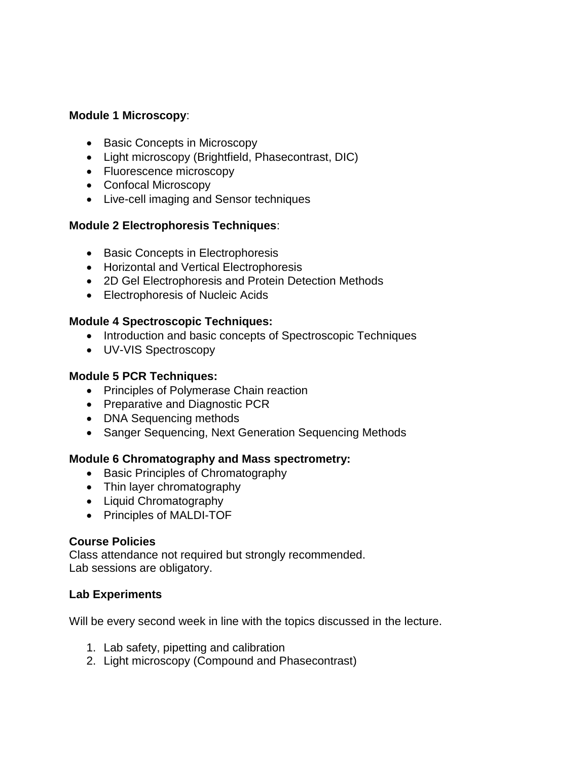**Module 1 Microscopy**:

- Basic Concepts in Microscopy
- Light microscopy (Brightfield, Phasecontrast, DIC)
- Fluorescence microscopy
- Confocal Microscopy
- Live-cell imaging and Sensor techniques

**Module 2 Electrophoresis Techniques**:

- Basic Concepts in Electrophoresis
- Horizontal and Vertical Electrophoresis
- 2D Gel Electrophoresis and Protein Detection Methods
- Electrophoresis of Nucleic Acids

**Module 4 Spectroscopic Techniques:**

- Introduction and basic concepts of Spectroscopic Techniques
- UV-VIS Spectroscopy

**Module 5 PCR Techniques:**

- Principles of Polymerase Chain reaction
- Preparative and Diagnostic PCR
- DNA Sequencing methods
- Sanger Sequencing, Next Generation Sequencing Methods

**Module 6 Chromatography and Mass spectrometry:**

- Basic Principles of Chromatography
- Thin layer chromatography
- Liquid Chromatography
- Principles of MALDI-TOF

**Course Policies**

Class attendance not required but strongly recommended.
Lab sessions are obligatory.

**Lab Experiments**

Will be every second week in line with the topics discussed in the lecture.

1. Lab safety, pipetting and calibration
2. Light microscopy (Compound and Phasecontrast)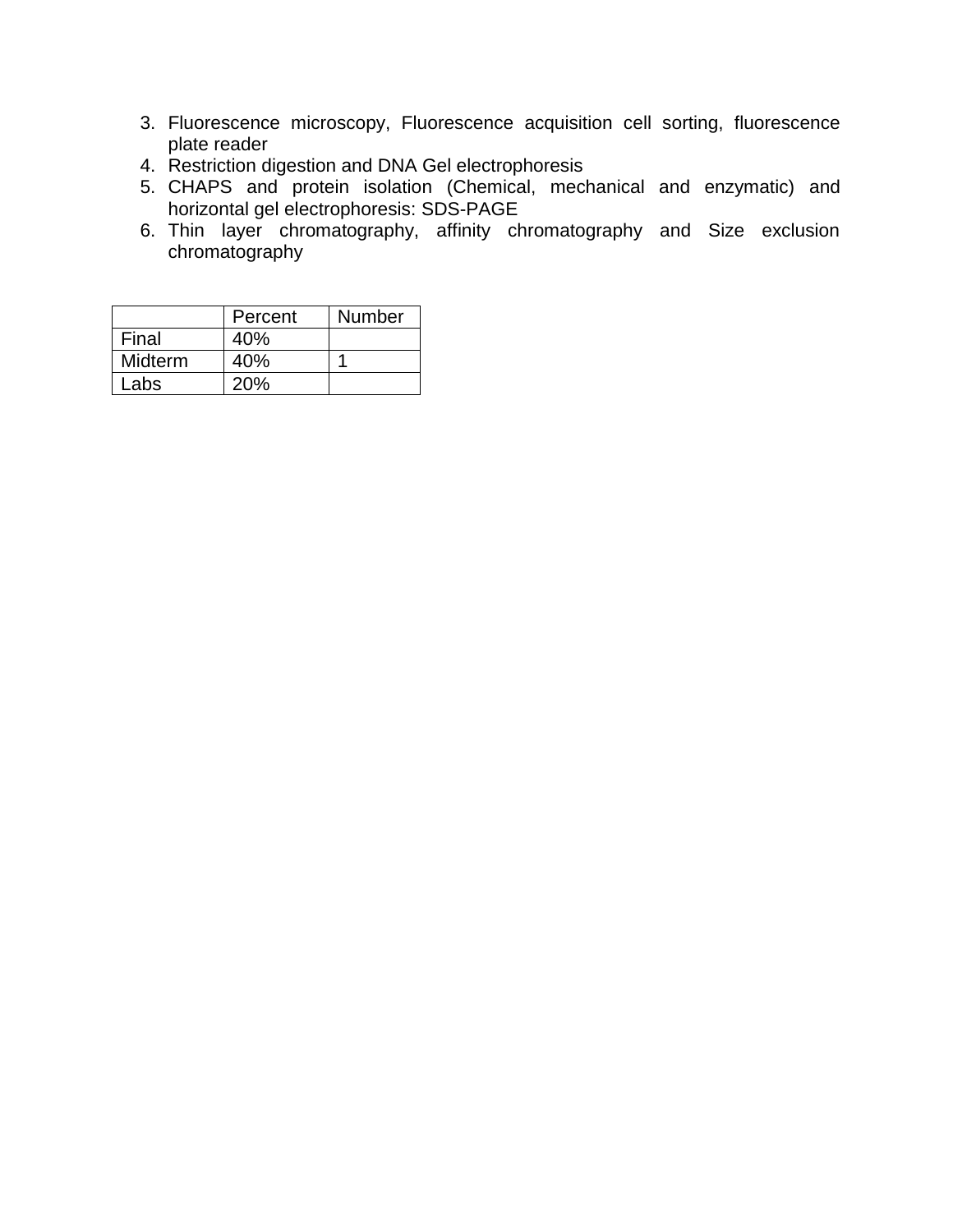3. Fluorescence microscopy, Fluorescence acquisition cell sorting, fluorescence plate reader
4. Restriction digestion and DNA Gel electrophoresis
5. CHAPS and protein isolation (Chemical, mechanical and enzymatic) and horizontal gel electrophoresis: SDS-PAGE
6. Thin layer chromatography, affinity chromatography and Size exclusion chromatography

| | Percent | Number |
|---|---|---|
| Final | 40% | |
| Midterm | 40% | 1 |
| Labs | 20% | |